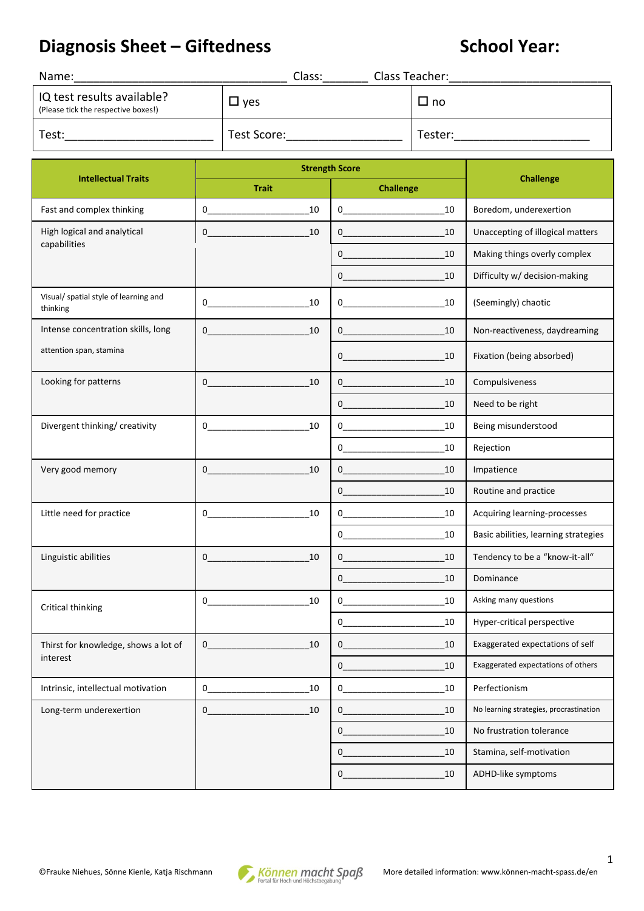# Diagnosis Sheet – Giftedness

**School Year:**

Name:________________________________ Class:_______ Class Teacher:________________________

| IQ test results available? (Please tick the respective boxes!) | ☐ yes | ☐ no |
|---|---|---|
| Test:______________________ | Test Score:_________________ | Tester:____________________ |

| Intellectual Traits | Strength Score | | Challenge |
|---|---|---|---|
| | Trait | Challenge | |
| Fast and complex thinking | 0____________________10 | 0____________________10 | Boredom, underexertion |
| High logical and analytical capabilities | 0____________________10 | 0____________________10 | Unaccepting of illogical matters |
| | | 0____________________10 | Making things overly complex |
| | | 0____________________10 | Difficulty w/ decision-making |
| Visual/ spatial style of learning and thinking | 0____________________10 | 0____________________10 | (Seemingly) chaotic |
| Intense concentration skills, long attention span, stamina | 0____________________10 | 0____________________10 | Non-reactiveness, daydreaming |
| | | 0____________________10 | Fixation (being absorbed) |
| Looking for patterns | 0____________________10 | 0____________________10 | Compulsiveness |
| | | 0____________________10 | Need to be right |
| Divergent thinking/ creativity | 0____________________10 | 0____________________10 | Being misunderstood |
| | | 0____________________10 | Rejection |
| Very good memory | 0____________________10 | 0____________________10 | Impatience |
| | | 0____________________10 | Routine and practice |
| Little need for practice | 0____________________10 | 0____________________10 | Acquiring learning-processes |
| | | 0____________________10 | Basic abilities, learning strategies |
| Linguistic abilities | 0____________________10 | 0____________________10 | Tendency to be a "know-it-all" |
| | | 0____________________10 | Dominance |
| Critical thinking | 0____________________10 | 0____________________10 | Asking many questions |
| | | 0____________________10 | Hyper-critical perspective |
| Thirst for knowledge, shows a lot of interest | 0____________________10 | 0____________________10 | Exaggerated expectations of self |
| | | 0____________________10 | Exaggerated expectations of others |
| Intrinsic, intellectual motivation | 0____________________10 | 0____________________10 | Perfectionism |
| Long-term underexertion | 0____________________10 | 0____________________10 | No learning strategies, procrastination |
| | | 0____________________10 | No frustration tolerance |
| | | 0____________________10 | Stamina, self-motivation |
| | | 0____________________10 | ADHD-like symptoms |

©Frauke Niehues, Sönne Kienle, Katja Rischmann — Können macht Spaß, Portal für Hoch-und Höchstbegabung — More detailed information: www.können-macht-spass.de/en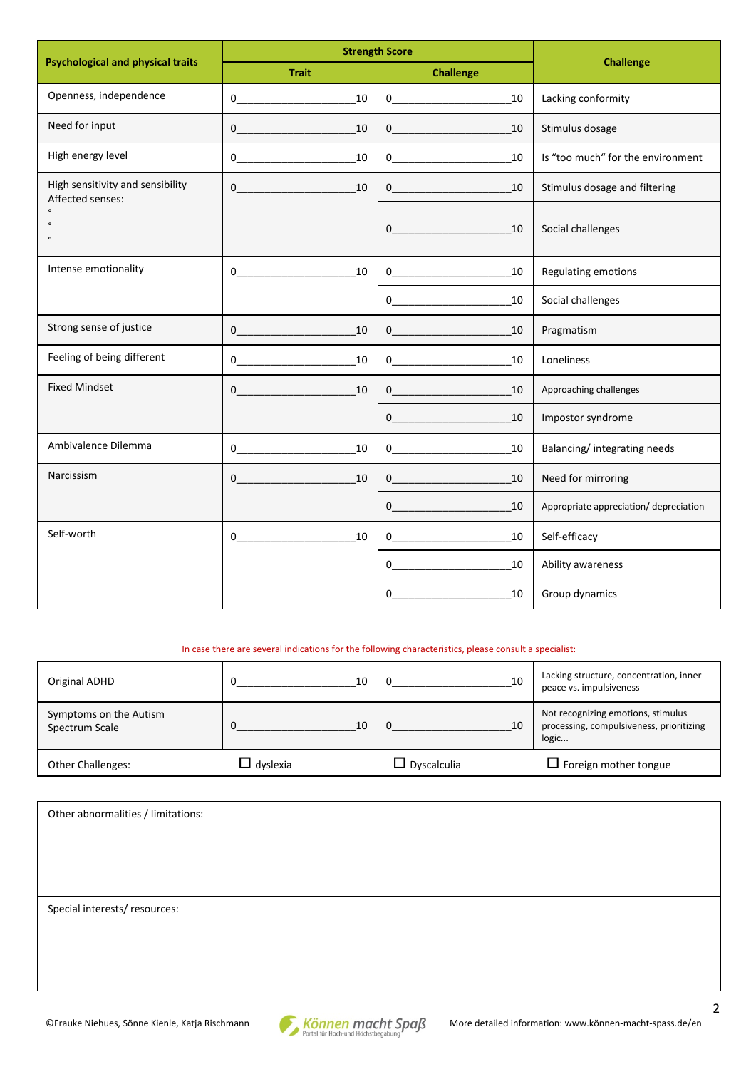| Psychological and physical traits | Strength Score | | Challenge |
|---|---|---|---|
| | Trait | Challenge | |
| Openness, independence | 0____________________10 | 0____________________10 | Lacking conformity |
| Need for input | 0____________________10 | 0____________________10 | Stimulus dosage |
| High energy level | 0____________________10 | 0____________________10 | Is "too much" for the environment |
| High sensitivity and sensibility<br>Affected senses:<br>◦<br>◦<br>◦ | 0____________________10 | 0____________________10 | Stimulus dosage and filtering |
| | | 0____________________10 | Social challenges |
| Intense emotionality | 0____________________10 | 0____________________10 | Regulating emotions |
| | | 0____________________10 | Social challenges |
| Strong sense of justice | 0____________________10 | 0____________________10 | Pragmatism |
| Feeling of being different | 0____________________10 | 0____________________10 | Loneliness |
| Fixed Mindset | 0____________________10 | 0____________________10 | Approaching challenges |
| | | 0____________________10 | Impostor syndrome |
| Ambivalence Dilemma | 0____________________10 | 0____________________10 | Balancing/ integrating needs |
| Narcissism | 0____________________10 | 0____________________10 | Need for mirroring |
| | | 0____________________10 | Appropriate appreciation/ depreciation |
| Self-worth | 0____________________10 | 0____________________10 | Self-efficacy |
| | | 0____________________10 | Ability awareness |
| | | 0____________________10 | Group dynamics |

In case there are several indications for the following characteristics, please consult a specialist:

| | | | |
|---|---|---|---|
| Original ADHD | 0____________________10 | 0____________________10 | Lacking structure, concentration, inner peace vs. impulsiveness |
| Symptoms on the Autism Spectrum Scale | 0____________________10 | 0____________________10 | Not recognizing emotions, stimulus processing, compulsiveness, prioritizing logic... |
| Other Challenges: | ☐ dyslexia | ☐ Dyscalculia | ☐ Foreign mother tongue |

Other abnormalities / limitations:

Special interests/ resources:

©Frauke Niehues, Sönne Kienle, Katja Rischmann — Können macht Spaß – Portal für Hoch-und Höchstbegabung — More detailed information: www.können-macht-spass.de/en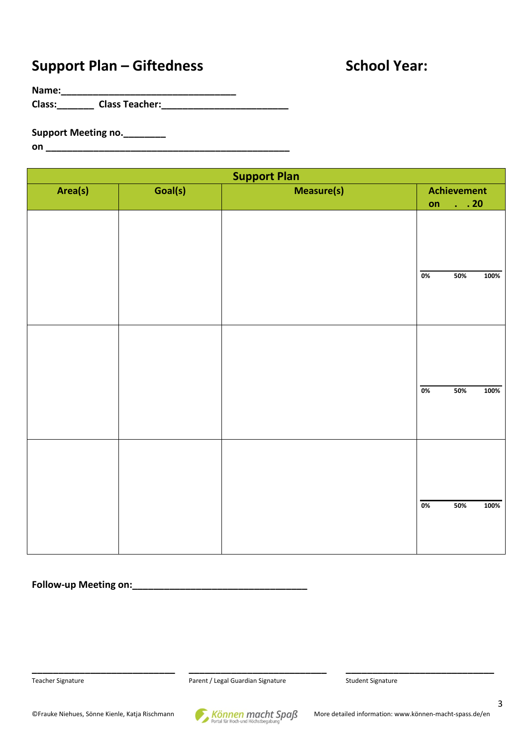# Support Plan – Giftedness

**School Year:**

**Name:**________________________________

**Class:**_______ **Class Teacher:**_______________________

**Support Meeting no.**________

**on** ______________________________________________

| Support Plan | | | |
|---|---|---|---|
| **Area(s)** | **Goal(s)** | **Measure(s)** | **Achievement on . . 20** |
| | | | 0% 50% 100% |
| | | | 0% 50% 100% |
| | | | 0% 50% 100% |

**Follow-up Meeting on:**________________________________

____________________________
Teacher Signature

____________________________
Parent / Legal Guardian Signature

____________________________
Student Signature

©Frauke Niehues, Sönne Kienle, Katja Rischmann

Können macht Spaß – Portal für Hoch- und Höchstbegabung

More detailed information: www.können-macht-spass.de/en